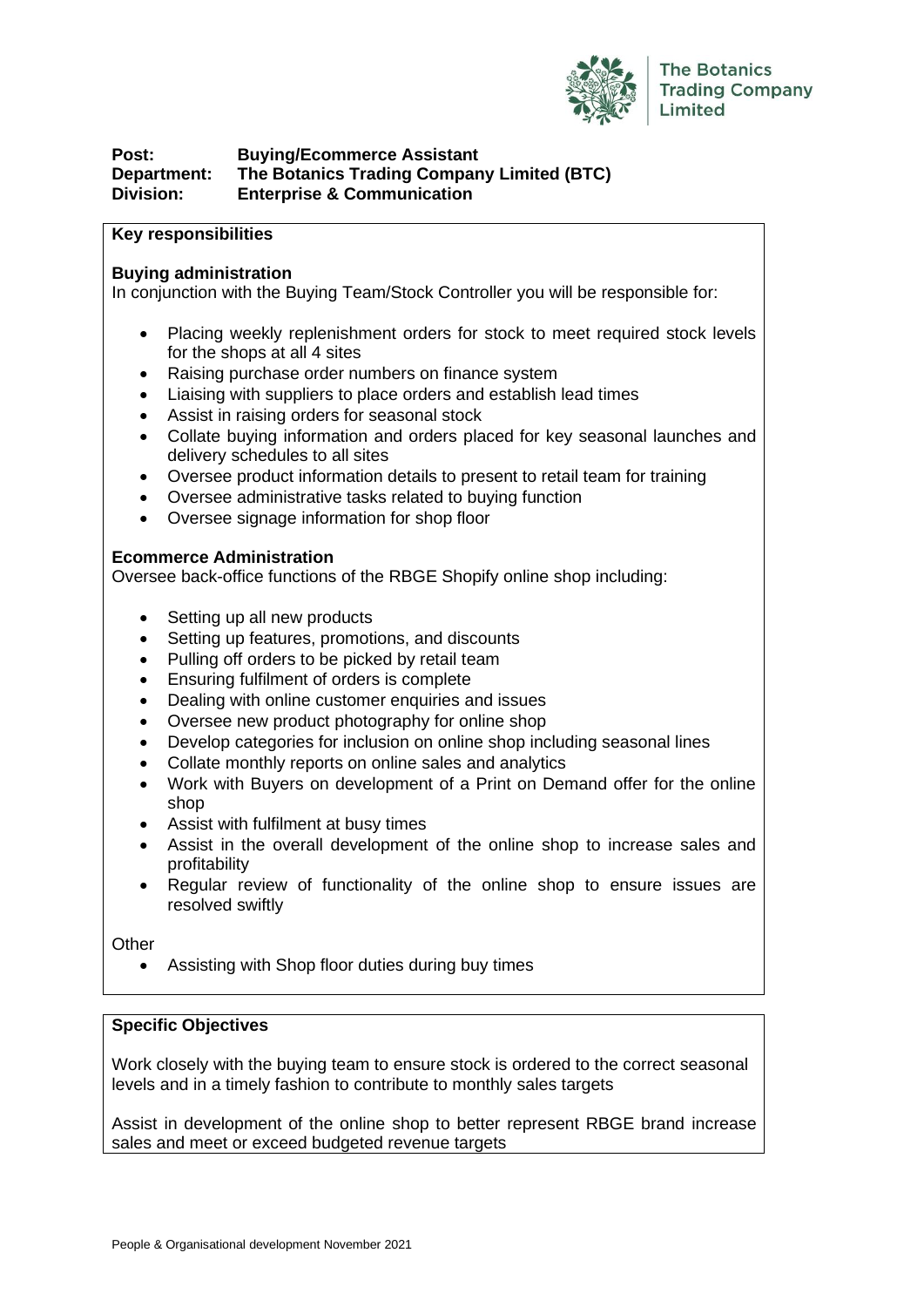The Botanics Trading Company Limited

**Post:** **Buying/Ecommerce Assistant**
**Department:** **The Botanics Trading Company Limited (BTC)**
**Division:** **Enterprise & Communication**

**Key responsibilities**

**Buying administration**
In conjunction with the Buying Team/Stock Controller you will be responsible for:

- Placing weekly replenishment orders for stock to meet required stock levels for the shops at all 4 sites
- Raising purchase order numbers on finance system
- Liaising with suppliers to place orders and establish lead times
- Assist in raising orders for seasonal stock
- Collate buying information and orders placed for key seasonal launches and delivery schedules to all sites
- Oversee product information details to present to retail team for training
- Oversee administrative tasks related to buying function
- Oversee signage information for shop floor

**Ecommerce Administration**
Oversee back-office functions of the RBGE Shopify online shop including:

- Setting up all new products
- Setting up features, promotions, and discounts
- Pulling off orders to be picked by retail team
- Ensuring fulfilment of orders is complete
- Dealing with online customer enquiries and issues
- Oversee new product photography for online shop
- Develop categories for inclusion on online shop including seasonal lines
- Collate monthly reports on online sales and analytics
- Work with Buyers on development of a Print on Demand offer for the online shop
- Assist with fulfilment at busy times
- Assist in the overall development of the online shop to increase sales and profitability
- Regular review of functionality of the online shop to ensure issues are resolved swiftly

Other

- Assisting with Shop floor duties during buy times

**Specific Objectives**

Work closely with the buying team to ensure stock is ordered to the correct seasonal levels and in a timely fashion to contribute to monthly sales targets

Assist in development of the online shop to better represent RBGE brand increase sales and meet or exceed budgeted revenue targets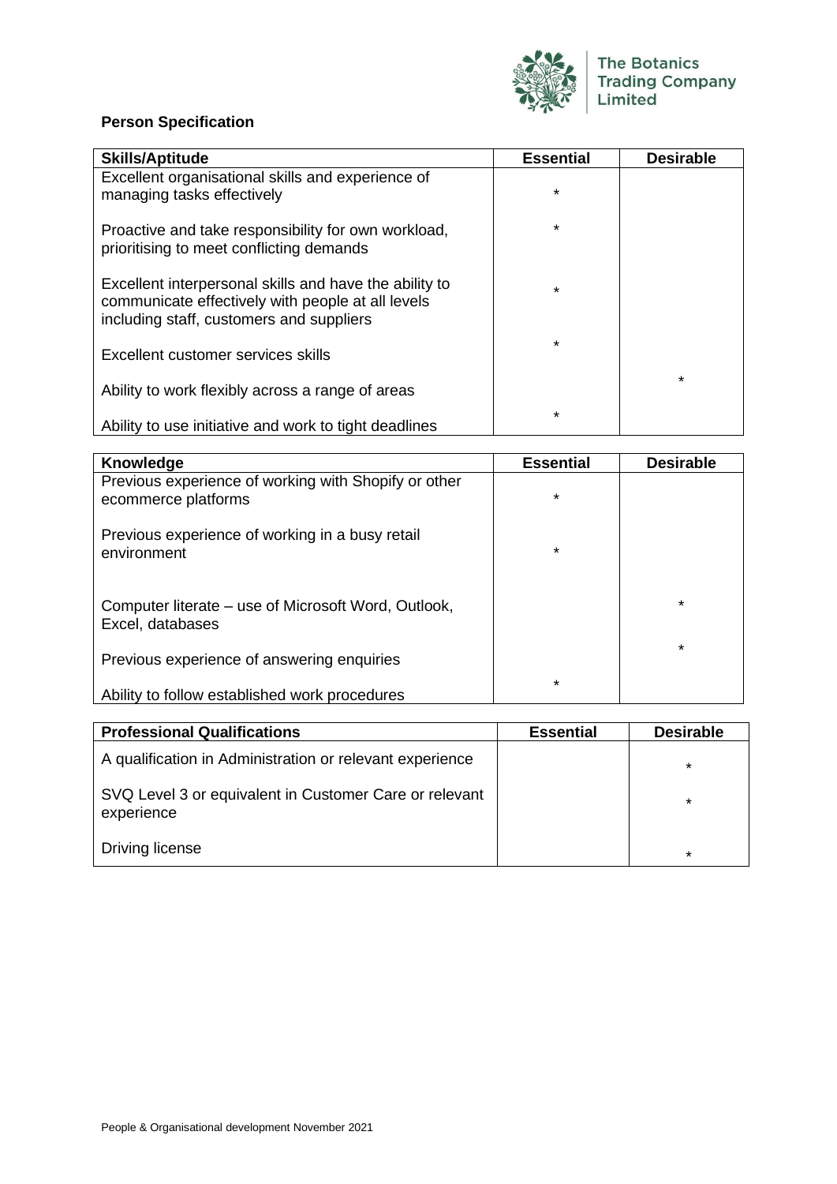The Botanics Trading Company Limited

**Person Specification**

| Skills/Aptitude | Essential | Desirable |
|---|---|---|
| Excellent organisational skills and experience of managing tasks effectively | * | |
| Proactive and take responsibility for own workload, prioritising to meet conflicting demands | * | |
| Excellent interpersonal skills and have the ability to communicate effectively with people at all levels including staff, customers and suppliers | * | |
| Excellent customer services skills | * | |
| Ability to work flexibly across a range of areas | | * |
| Ability to use initiative and work to tight deadlines | * | |

| Knowledge | Essential | Desirable |
|---|---|---|
| Previous experience of working with Shopify or other ecommerce platforms | * | |
| Previous experience of working in a busy retail environment | * | |
| Computer literate – use of Microsoft Word, Outlook, Excel, databases | | * |
| Previous experience of answering enquiries | | * |
| Ability to follow established work procedures | * | |

| Professional Qualifications | Essential | Desirable |
|---|---|---|
| A qualification in Administration or relevant experience | | * |
| SVQ Level 3 or equivalent in Customer Care or relevant experience | | * |
| Driving license | | * |

People & Organisational development November 2021